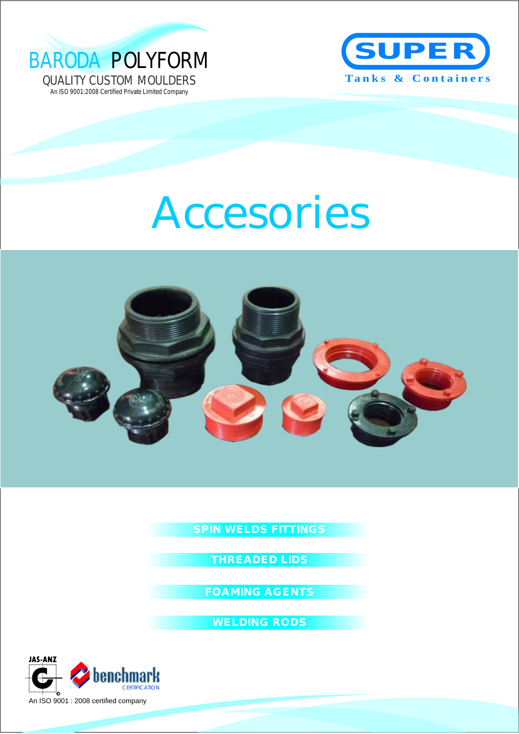BARODA POLYFORM

QUALITY CUSTOM MOULDERS

An ISO 9001:2008 Certified Private Limited Company

SUPER

Tanks & Containers

# Accesories

**SPIN WELDS FITTINGS**

**THREADED LIDS**

**FOAMING AGENTS**

**WELDING RODS**

JAS-ANZ

benchmark CERTIFICATION

An ISO 9001 : 2008 certified company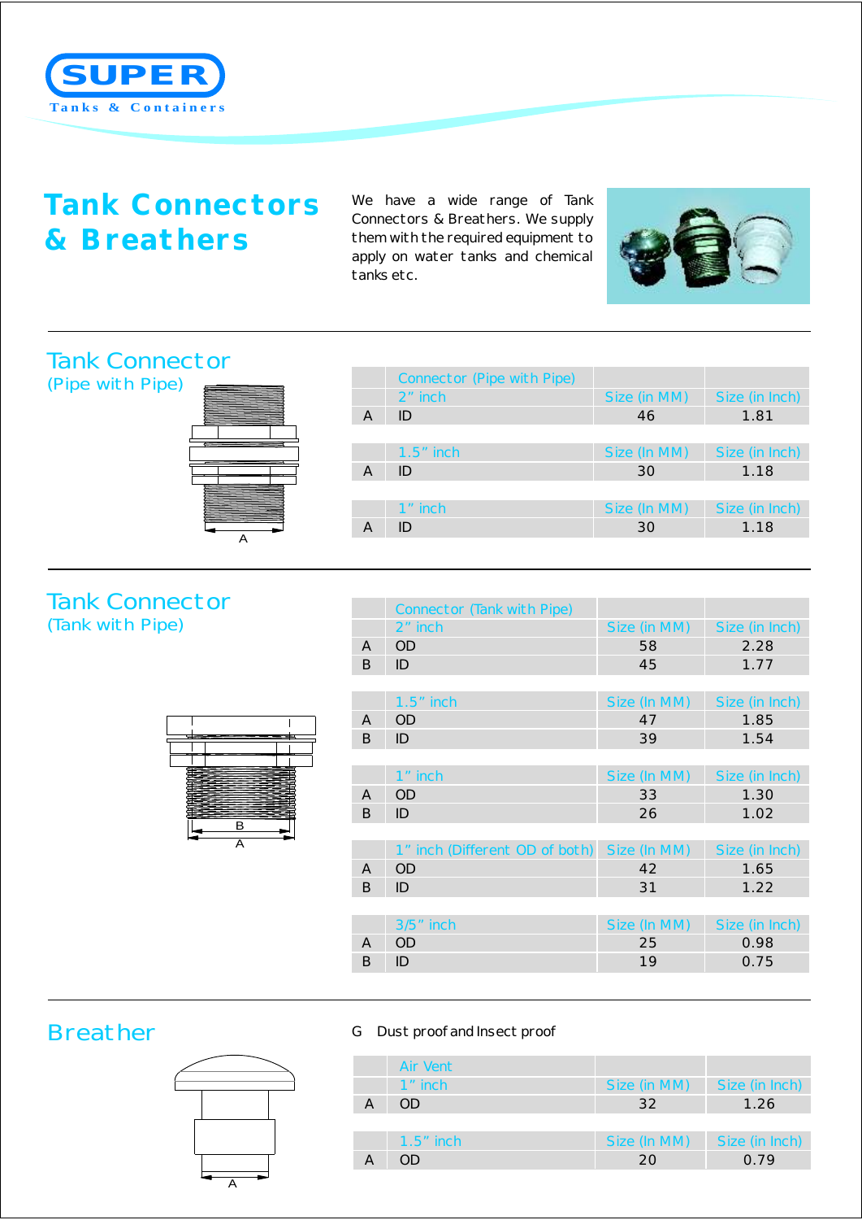# Tank Connectors & Breathers

We have a wide range of Tank Connectors & Breathers. We supply them with the required equipment to apply on water tanks and chemical tanks etc.

## Tank Connector
### (Pipe with Pipe)

| | Connector (Pipe with Pipe) | | |
|---|---|---|---|
| | 2” inch | Size (in MM) | Size (in Inch) |
| A | ID | 46 | 1.81 |
| | 1.5” inch | Size (In MM) | Size (in Inch) |
| A | ID | 30 | 1.18 |
| | 1” inch | Size (In MM) | Size (in Inch) |
| A | ID | 30 | 1.18 |

## Tank Connector
### (Tank with Pipe)

| | Connector (Tank with Pipe) | | |
|---|---|---|---|
| | 2” inch | Size (in MM) | Size (in Inch) |
| A | OD | 58 | 2.28 |
| B | ID | 45 | 1.77 |
| | 1.5” inch | Size (In MM) | Size (in Inch) |
| A | OD | 47 | 1.85 |
| B | ID | 39 | 1.54 |
| | 1” inch | Size (In MM) | Size (in Inch) |
| A | OD | 33 | 1.30 |
| B | ID | 26 | 1.02 |
| | 1” inch (Different OD of both) | Size (In MM) | Size (in Inch) |
| A | OD | 42 | 1.65 |
| B | ID | 31 | 1.22 |
| | 3/5” inch | Size (In MM) | Size (in Inch) |
| A | OD | 25 | 0.98 |
| B | ID | 19 | 0.75 |

## Breather

- Dust proof and Insect proof

| | Air Vent | | |
|---|---|---|---|
| | 1” inch | Size (in MM) | Size (in Inch) |
| A | OD | 32 | 1.26 |
| | 1.5” inch | Size (In MM) | Size (in Inch) |
| A | OD | 20 | 0.79 |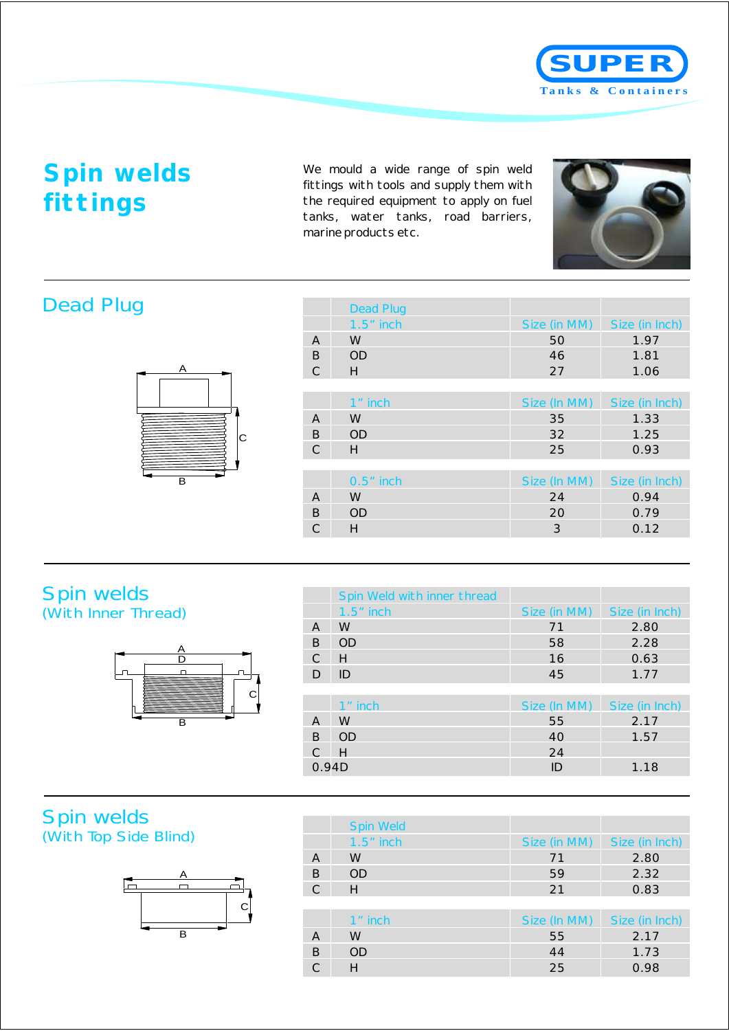# Spin welds fittings

We mould a wide range of spin weld fittings with tools and supply them with the required equipment to apply on fuel tanks, water tanks, road barriers, marine products etc.

## Dead Plug

| | Dead Plug | | |
|---|---|---|---|
| | 1.5" inch | Size (in MM) | Size (in Inch) |
| A | W | 50 | 1.97 |
| B | OD | 46 | 1.81 |
| C | H | 27 | 1.06 |
| | 1" inch | Size (In MM) | Size (in Inch) |
| A | W | 35 | 1.33 |
| B | OD | 32 | 1.25 |
| C | H | 25 | 0.93 |
| | 0.5" inch | Size (In MM) | Size (in Inch) |
| A | W | 24 | 0.94 |
| B | OD | 20 | 0.79 |
| C | H | 3 | 0.12 |

## Spin welds
(With Inner Thread)

| | Spin Weld with inner thread | | |
|---|---|---|---|
| | 1.5" inch | Size (in MM) | Size (in Inch) |
| A | W | 71 | 2.80 |
| B | OD | 58 | 2.28 |
| C | H | 16 | 0.63 |
| D | ID | 45 | 1.77 |
| | 1" inch | Size (In MM) | Size (in Inch) |
| A | W | 55 | 2.17 |
| B | OD | 40 | 1.57 |
| C | H | 24 | |
| 0.94D | | ID | 1.18 |

## Spin welds
(With Top Side Blind)

| | Spin Weld | | |
|---|---|---|---|
| | 1.5" inch | Size (in MM) | Size (in Inch) |
| A | W | 71 | 2.80 |
| B | OD | 59 | 2.32 |
| C | H | 21 | 0.83 |
| | 1" inch | Size (In MM) | Size (in Inch) |
| A | W | 55 | 2.17 |
| B | OD | 44 | 1.73 |
| C | H | 25 | 0.98 |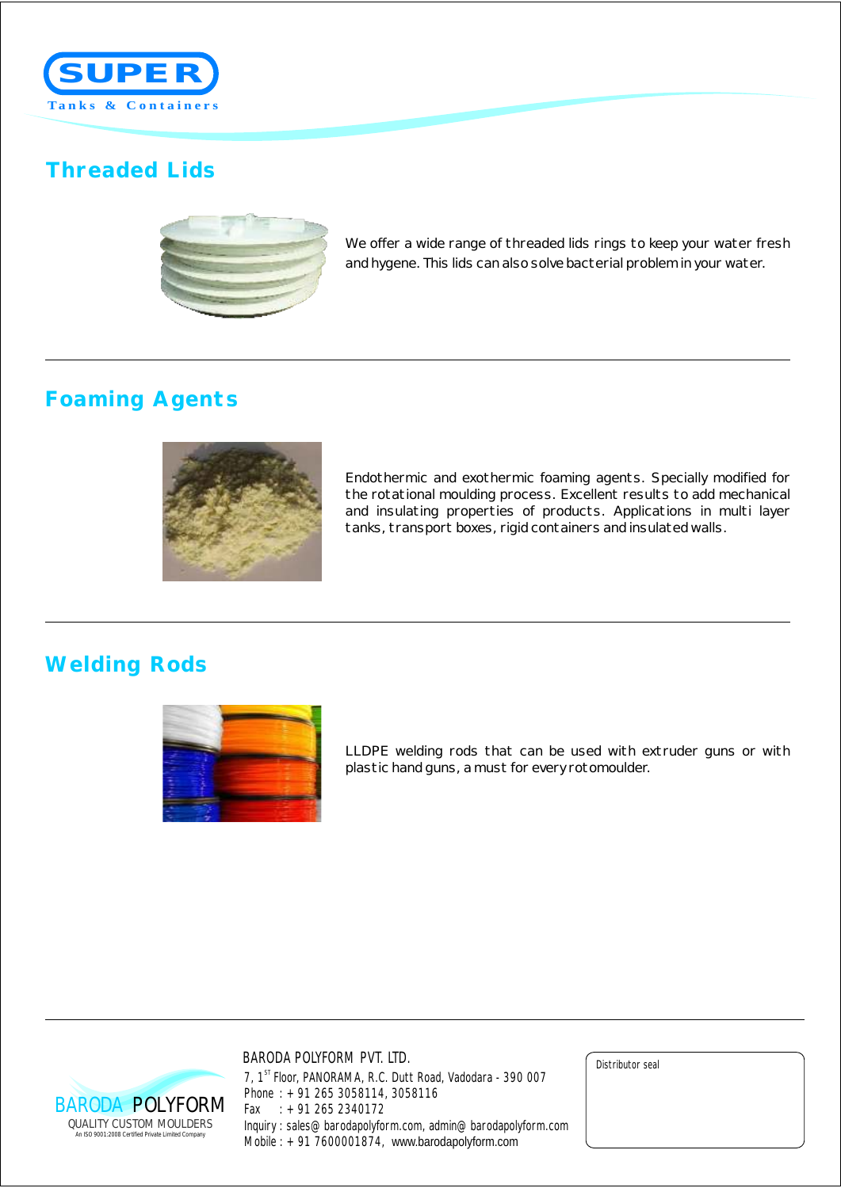**SUPER**
Tanks & Containers

## Threaded Lids

We offer a wide range of threaded lids rings to keep your water fresh and hygene. This lids can also solve bacterial problem in your water.

---

## Foaming Agents

Endothermic and exothermic foaming agents. Specially modified for the rotational moulding process. Excellent results to add mechanical and insulating properties of products. Applications in multi layer tanks, transport boxes, rigid containers and insulated walls.

---

## Welding Rods

LLDPE welding rods that can be used with extruder guns or with plastic hand guns, a must for every rotomoulder.

---

BARODA POLYFORM
QUALITY CUSTOM MOULDERS
An ISO 9001:2008 Certified Private Limited Company

BARODA POLYFORM PVT. LTD.
7, 1ST Floor, PANORAMA, R.C. Dutt Road, Vadodara - 390 007
Phone : + 91 265 3058114, 3058116
Fax : + 91 265 2340172
Inquiry : sales@ barodapolyform.com, admin@ barodapolyform.com
Mobile : + 91 7600001874, www.barodapolyform.com

Distributor seal